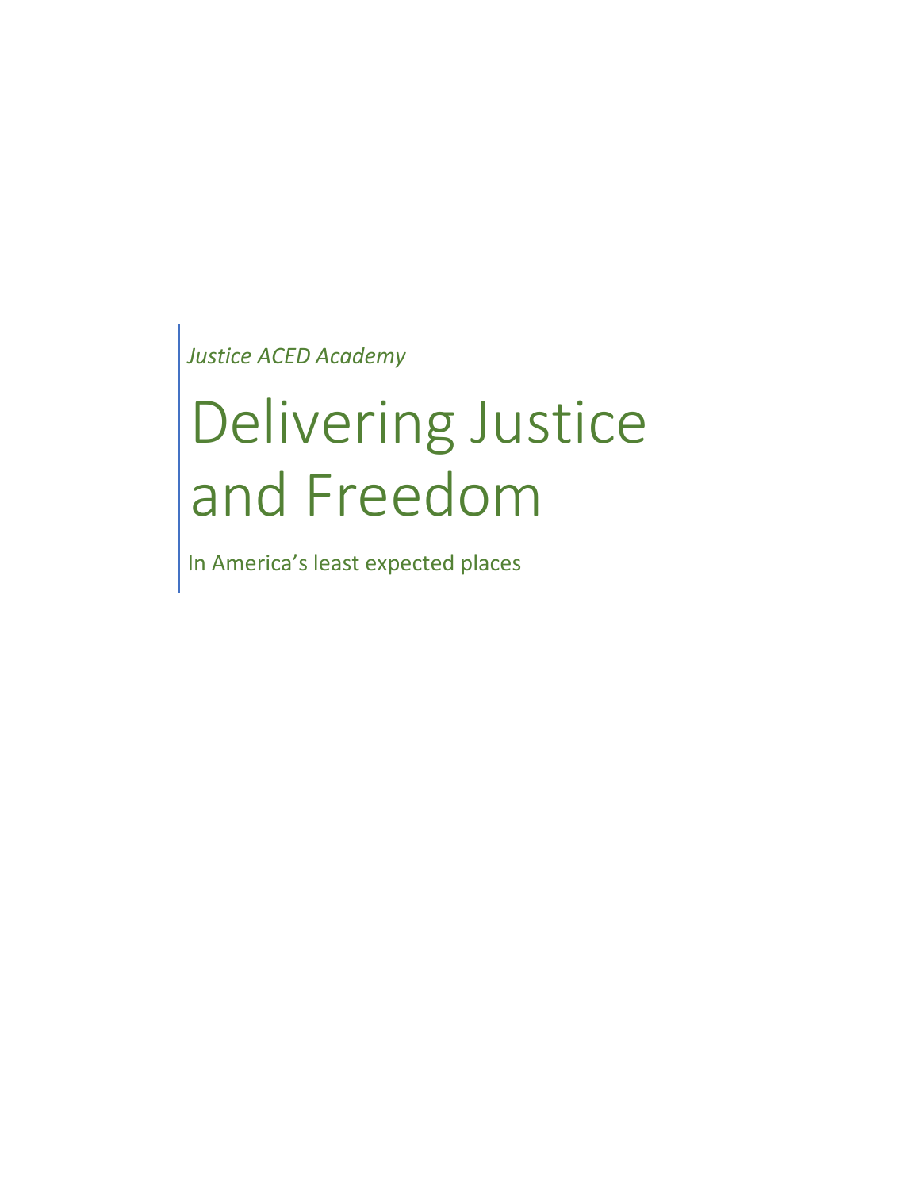*Justice ACED Academy*

# Delivering Justice and Freedom

In America's least expected places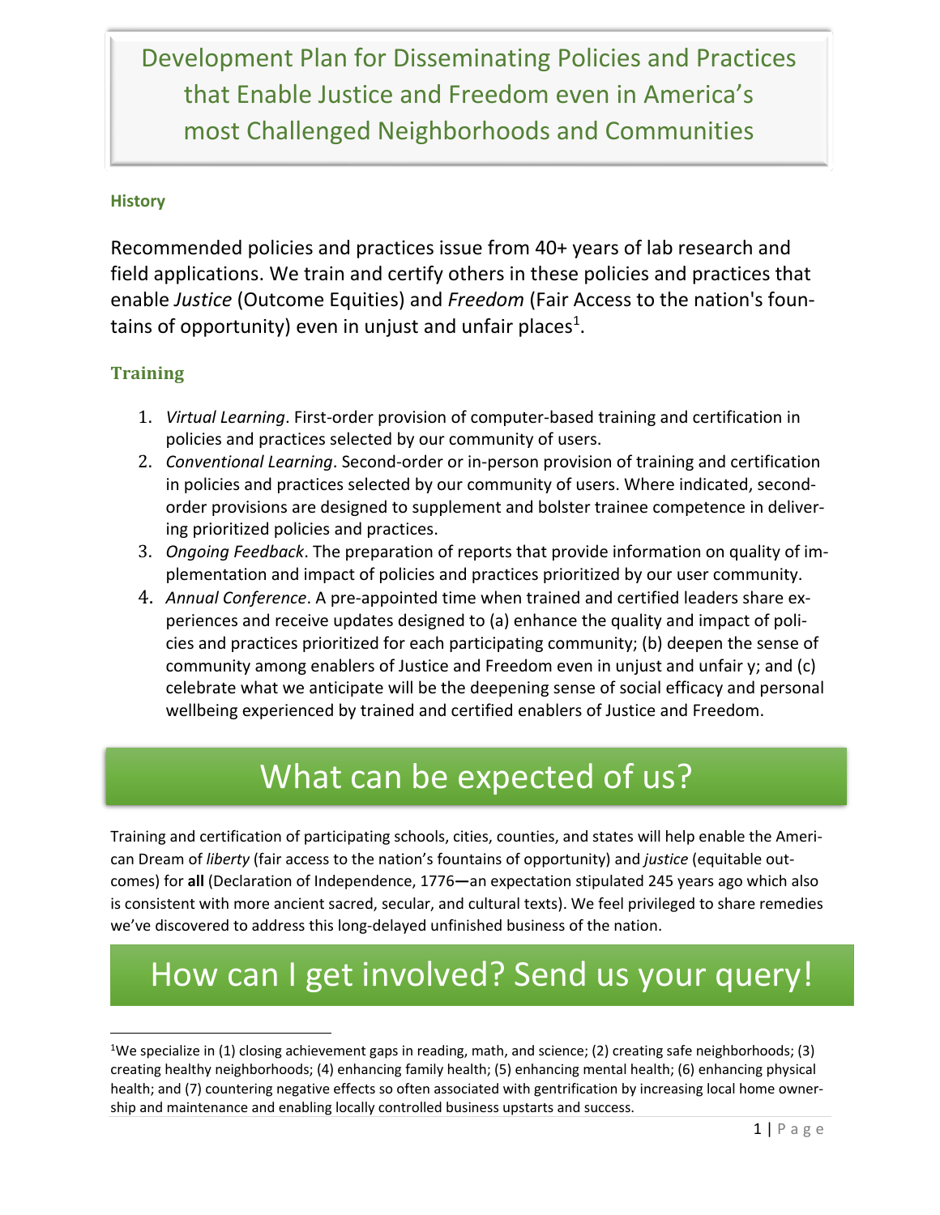# Development Plan for Disseminating Policies and Practices that Enable Justice and Freedom even in America's most Challenged Neighborhoods and Communities

### History

Recommended policies and practices issue from 40+ years of lab research and field applications. We train and certify others in these policies and practices that enable *Justice* (Outcome Equities) and *Freedom* (Fair Access to the nation's fountains of opportunity) even in unjust and unfair places[1].

### Training

1. *Virtual Learning*. First-order provision of computer-based training and certification in policies and practices selected by our community of users.
2. *Conventional Learning*. Second-order or in-person provision of training and certification in policies and practices selected by our community of users. Where indicated, second-order provisions are designed to supplement and bolster trainee competence in delivering prioritized policies and practices.
3. *Ongoing Feedback*. The preparation of reports that provide information on quality of implementation and impact of policies and practices prioritized by our user community.
4. *Annual Conference*. A pre-appointed time when trained and certified leaders share experiences and receive updates designed to (a) enhance the quality and impact of policies and practices prioritized for each participating community; (b) deepen the sense of community among enablers of Justice and Freedom even in unjust and unfair y; and (c) celebrate what we anticipate will be the deepening sense of social efficacy and personal wellbeing experienced by trained and certified enablers of Justice and Freedom.

## What can be expected of us?

Training and certification of participating schools, cities, counties, and states will help enable the American Dream of *liberty* (fair access to the nation's fountains of opportunity) and *justice* (equitable outcomes) for **all** (Declaration of Independence, 1776**—**an expectation stipulated 245 years ago which also is consistent with more ancient sacred, secular, and cultural texts). We feel privileged to share remedies we've discovered to address this long-delayed unfinished business of the nation.

## How can I get involved? Send us your query!

---

[1] We specialize in (1) closing achievement gaps in reading, math, and science; (2) creating safe neighborhoods; (3) creating healthy neighborhoods; (4) enhancing family health; (5) enhancing mental health; (6) enhancing physical health; and (7) countering negative effects so often associated with gentrification by increasing local home ownership and maintenance and enabling locally controlled business upstarts and success.